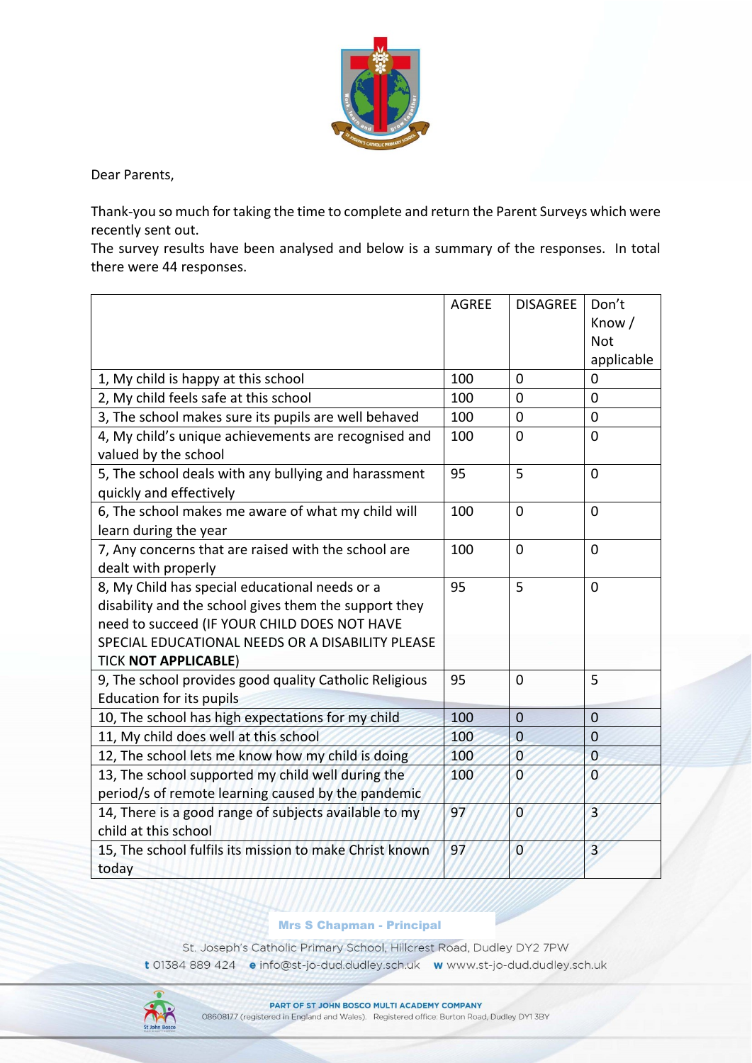Dear Parents,

Thank-you so much for taking the time to complete and return the Parent Surveys which were recently sent out.
The survey results have been analysed and below is a summary of the responses. In total there were 44 responses.

| | AGREE | DISAGREE | Don't Know / Not applicable |
|---|---|---|---|
| 1, My child is happy at this school | 100 | 0 | 0 |
| 2, My child feels safe at this school | 100 | 0 | 0 |
| 3, The school makes sure its pupils are well behaved | 100 | 0 | 0 |
| 4, My child's unique achievements are recognised and valued by the school | 100 | 0 | 0 |
| 5, The school deals with any bullying and harassment quickly and effectively | 95 | 5 | 0 |
| 6, The school makes me aware of what my child will learn during the year | 100 | 0 | 0 |
| 7, Any concerns that are raised with the school are dealt with properly | 100 | 0 | 0 |
| 8, My Child has special educational needs or a disability and the school gives them the support they need to succeed (IF YOUR CHILD DOES NOT HAVE SPECIAL EDUCATIONAL NEEDS OR A DISABILITY PLEASE TICK **NOT APPLICABLE**) | 95 | 5 | 0 |
| 9, The school provides good quality Catholic Religious Education for its pupils | 95 | 0 | 5 |
| 10, The school has high expectations for my child | 100 | 0 | 0 |
| 11, My child does well at this school | 100 | 0 | 0 |
| 12, The school lets me know how my child is doing | 100 | 0 | 0 |
| 13, The school supported my child well during the period/s of remote learning caused by the pandemic | 100 | 0 | 0 |
| 14, There is a good range of subjects available to my child at this school | 97 | 0 | 3 |
| 15, The school fulfils its mission to make Christ known today | 97 | 0 | 3 |

Mrs S Chapman - Principal

St. Joseph's Catholic Primary School, Hillcrest Road, Dudley DY2 7PW
t 01384 889 424 e info@st-jo-dud.dudley.sch.uk w www.st-jo-dud.dudley.sch.uk

PART OF ST JOHN BOSCO MULTI ACADEMY COMPANY
08608177 (registered in England and Wales). Registered office: Burton Road, Dudley DY1 3BY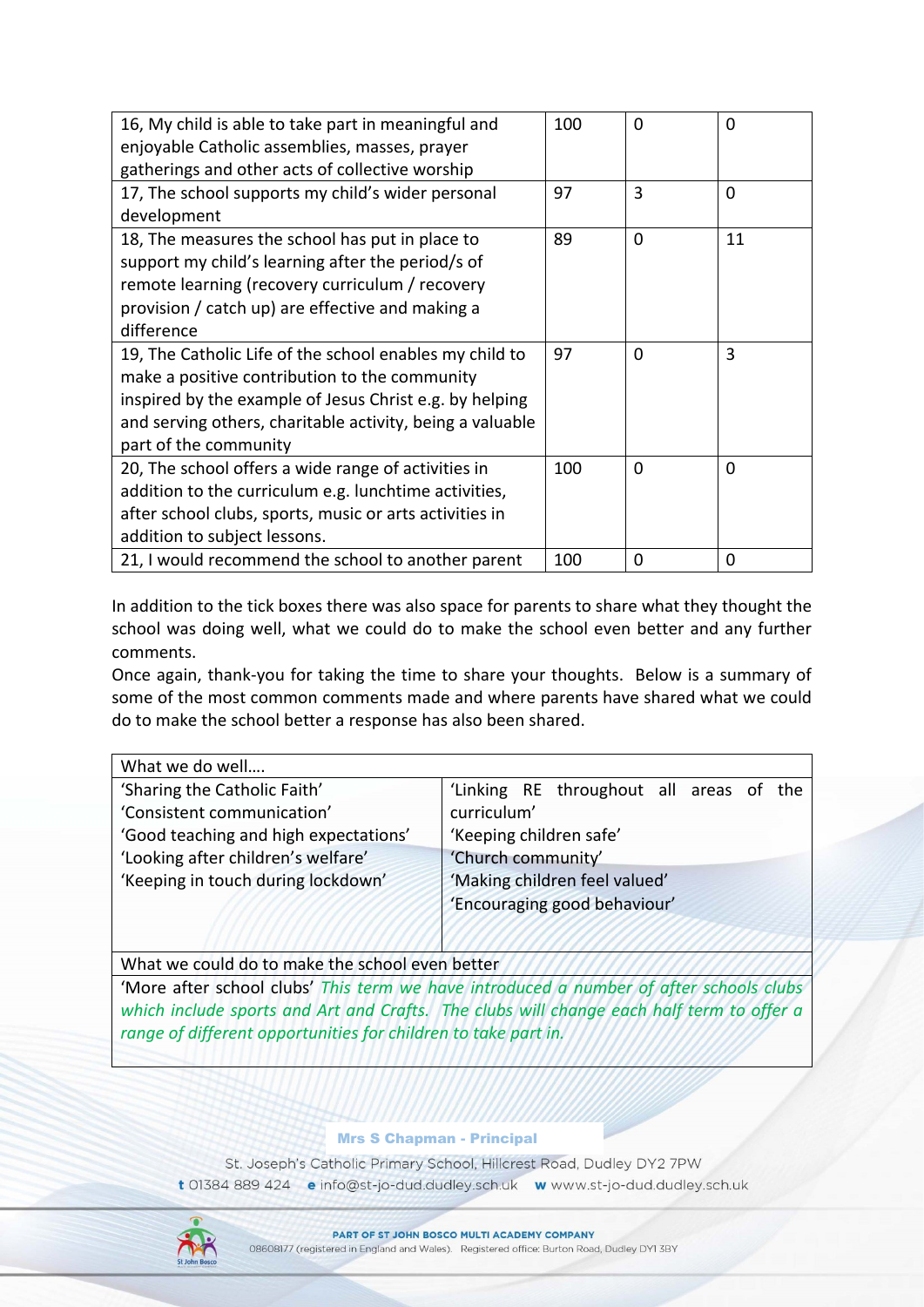| | | | |
|---|---|---|---|
| 16, My child is able to take part in meaningful and enjoyable Catholic assemblies, masses, prayer gatherings and other acts of collective worship | 100 | 0 | 0 |
| 17, The school supports my child's wider personal development | 97 | 3 | 0 |
| 18, The measures the school has put in place to support my child's learning after the period/s of remote learning (recovery curriculum / recovery provision / catch up) are effective and making a difference | 89 | 0 | 11 |
| 19, The Catholic Life of the school enables my child to make a positive contribution to the community inspired by the example of Jesus Christ e.g. by helping and serving others, charitable activity, being a valuable part of the community | 97 | 0 | 3 |
| 20, The school offers a wide range of activities in addition to the curriculum e.g. lunchtime activities, after school clubs, sports, music or arts activities in addition to subject lessons. | 100 | 0 | 0 |
| 21, I would recommend the school to another parent | 100 | 0 | 0 |

In addition to the tick boxes there was also space for parents to share what they thought the school was doing well, what we could do to make the school even better and any further comments.

Once again, thank-you for taking the time to share your thoughts. Below is a summary of some of the most common comments made and where parents have shared what we could do to make the school better a response has also been shared.

| What we do well…. | |
|---|---|
| 'Sharing the Catholic Faith'<br>'Consistent communication'<br>'Good teaching and high expectations'<br>'Looking after children's welfare'<br>'Keeping in touch during lockdown' | 'Linking RE throughout all areas of the curriculum'<br>'Keeping children safe'<br>'Church community'<br>'Making children feel valued'<br>'Encouraging good behaviour' |
| **What we could do to make the school even better** | |
| 'More after school clubs' *This term we have introduced a number of after schools clubs which include sports and Art and Crafts. The clubs will change each half term to offer a range of different opportunities for children to take part in.* | |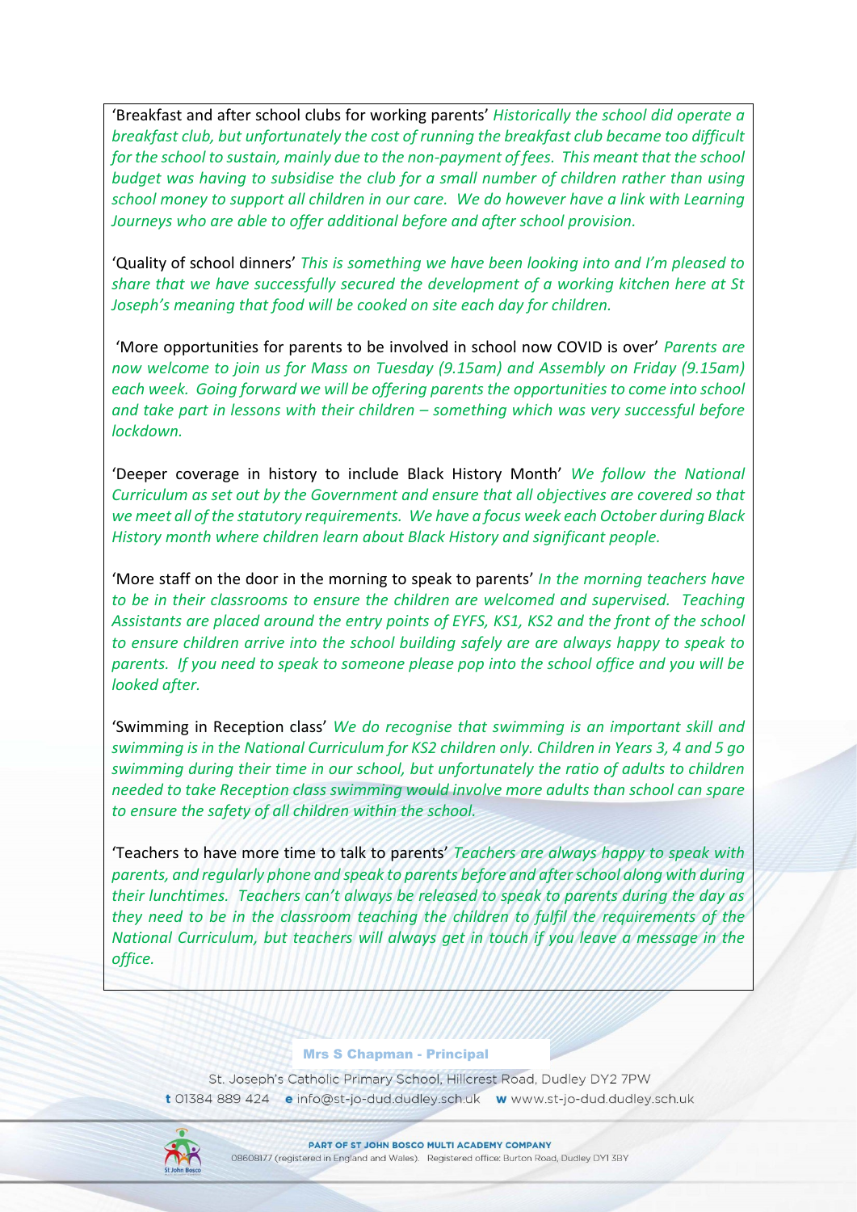'Breakfast and after school clubs for working parents' *Historically the school did operate a breakfast club, but unfortunately the cost of running the breakfast club became too difficult for the school to sustain, mainly due to the non-payment of fees. This meant that the school budget was having to subsidise the club for a small number of children rather than using school money to support all children in our care. We do however have a link with Learning Journeys who are able to offer additional before and after school provision.*

'Quality of school dinners' *This is something we have been looking into and I'm pleased to share that we have successfully secured the development of a working kitchen here at St Joseph's meaning that food will be cooked on site each day for children.*

'More opportunities for parents to be involved in school now COVID is over' *Parents are now welcome to join us for Mass on Tuesday (9.15am) and Assembly on Friday (9.15am) each week. Going forward we will be offering parents the opportunities to come into school and take part in lessons with their children – something which was very successful before lockdown.*

'Deeper coverage in history to include Black History Month' *We follow the National Curriculum as set out by the Government and ensure that all objectives are covered so that we meet all of the statutory requirements. We have a focus week each October during Black History month where children learn about Black History and significant people.*

'More staff on the door in the morning to speak to parents' *In the morning teachers have to be in their classrooms to ensure the children are welcomed and supervised. Teaching Assistants are placed around the entry points of EYFS, KS1, KS2 and the front of the school to ensure children arrive into the school building safely are are always happy to speak to parents. If you need to speak to someone please pop into the school office and you will be looked after.*

'Swimming in Reception class' *We do recognise that swimming is an important skill and swimming is in the National Curriculum for KS2 children only. Children in Years 3, 4 and 5 go swimming during their time in our school, but unfortunately the ratio of adults to children needed to take Reception class swimming would involve more adults than school can spare to ensure the safety of all children within the school.*

'Teachers to have more time to talk to parents' *Teachers are always happy to speak with parents, and regularly phone and speak to parents before and after school along with during their lunchtimes. Teachers can't always be released to speak to parents during the day as they need to be in the classroom teaching the children to fulfil the requirements of the National Curriculum, but teachers will always get in touch if you leave a message in the office.*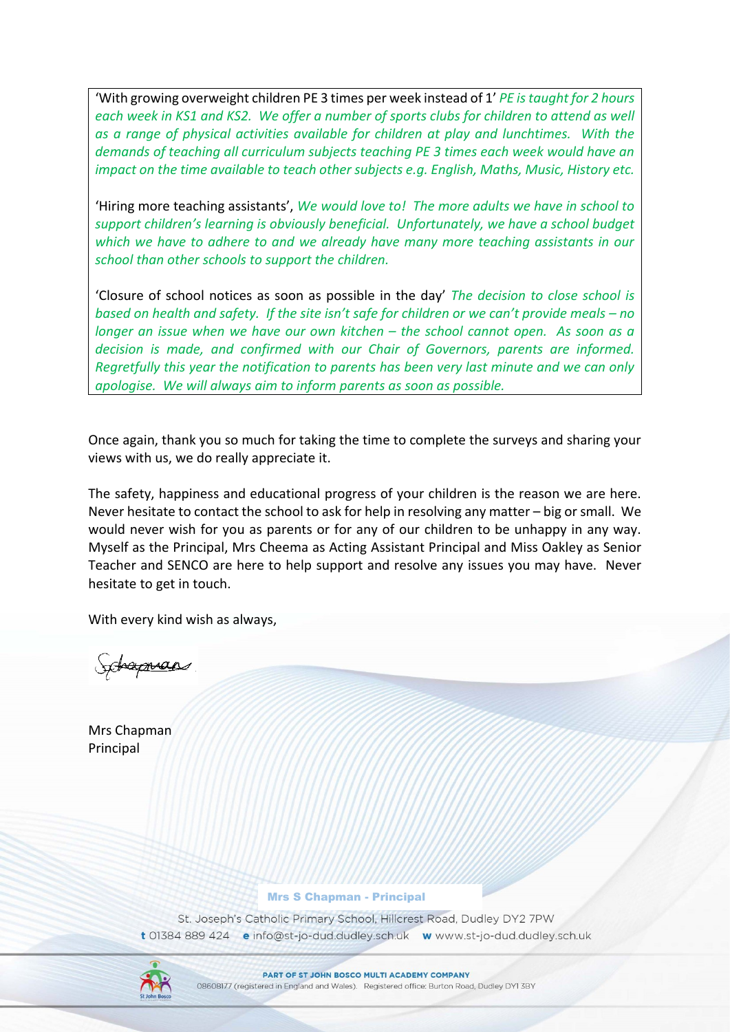'With growing overweight children PE 3 times per week instead of 1' *PE is taught for 2 hours each week in KS1 and KS2. We offer a number of sports clubs for children to attend as well as a range of physical activities available for children at play and lunchtimes. With the demands of teaching all curriculum subjects teaching PE 3 times each week would have an impact on the time available to teach other subjects e.g. English, Maths, Music, History etc.*

'Hiring more teaching assistants', *We would love to! The more adults we have in school to support children's learning is obviously beneficial. Unfortunately, we have a school budget which we have to adhere to and we already have many more teaching assistants in our school than other schools to support the children.*

'Closure of school notices as soon as possible in the day' *The decision to close school is based on health and safety. If the site isn't safe for children or we can't provide meals – no longer an issue when we have our own kitchen – the school cannot open. As soon as a decision is made, and confirmed with our Chair of Governors, parents are informed. Regretfully this year the notification to parents has been very last minute and we can only apologise. We will always aim to inform parents as soon as possible.*

Once again, thank you so much for taking the time to complete the surveys and sharing your views with us, we do really appreciate it.

The safety, happiness and educational progress of your children is the reason we are here. Never hesitate to contact the school to ask for help in resolving any matter – big or small. We would never wish for you as parents or for any of our children to be unhappy in any way. Myself as the Principal, Mrs Cheema as Acting Assistant Principal and Miss Oakley as Senior Teacher and SENCO are here to help support and resolve any issues you may have. Never hesitate to get in touch.

With every kind wish as always,

S Chapman

Mrs Chapman
Principal

**Mrs S Chapman - Principal**

St. Joseph's Catholic Primary School, Hillcrest Road, Dudley DY2 7PW
**t** 01384 889 424 **e** info@st-jo-dud.dudley.sch.uk **w** www.st-jo-dud.dudley.sch.uk

**PART OF ST JOHN BOSCO MULTI ACADEMY COMPANY**
08608177 (registered in England and Wales). Registered office: Burton Road, Dudley DY1 3BY